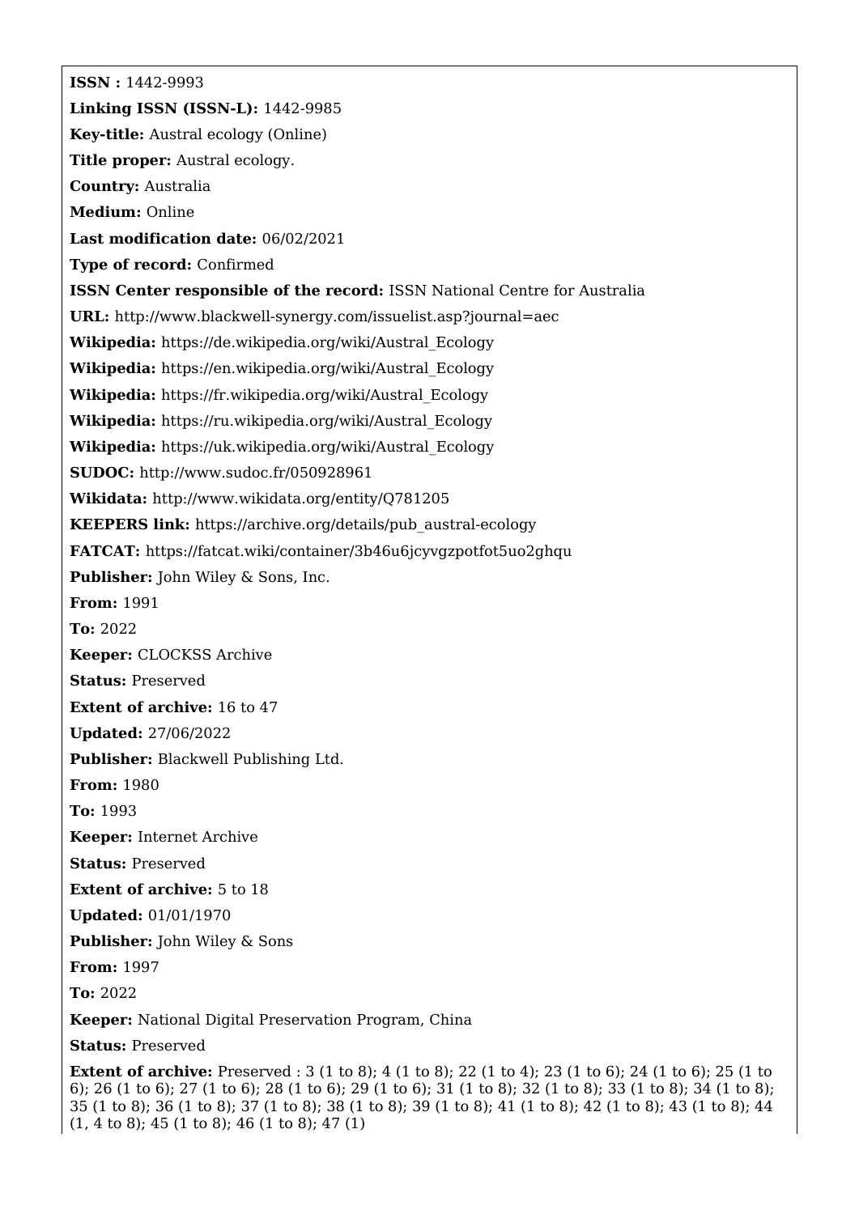**ISSN :** 1442-9993

**Linking ISSN (ISSN-L):** 1442-9985

**Key-title:** Austral ecology (Online)

**Title proper:** Austral ecology.

**Country:** Australia

**Medium:** Online

**Last modification date:** 06/02/2021

**Type of record:** Confirmed

**ISSN Center responsible of the record:** ISSN National Centre for Australia

**URL:** http://www.blackwell-synergy.com/issuelist.asp?journal=aec

**Wikipedia:** https://de.wikipedia.org/wiki/Austral_Ecology

**Wikipedia:** https://en.wikipedia.org/wiki/Austral_Ecology

**Wikipedia:** https://fr.wikipedia.org/wiki/Austral_Ecology

**Wikipedia:** https://ru.wikipedia.org/wiki/Austral_Ecology

**Wikipedia:** https://uk.wikipedia.org/wiki/Austral_Ecology

**SUDOC:** http://www.sudoc.fr/050928961

**Wikidata:** http://www.wikidata.org/entity/Q781205

**KEEPERS link:** https://archive.org/details/pub_austral-ecology

**FATCAT:** https://fatcat.wiki/container/3b46u6jcyvgzpotfot5uo2ghqu

**Publisher:** John Wiley & Sons, Inc.

**From:** 1991

**To:** 2022

**Keeper:** CLOCKSS Archive

**Status:** Preserved

**Extent of archive:** 16 to 47

**Updated:** 27/06/2022

**Publisher:** Blackwell Publishing Ltd.

**From:** 1980

**To:** 1993

**Keeper:** Internet Archive

**Status:** Preserved

**Extent of archive:** 5 to 18

**Updated:** 01/01/1970

**Publisher:** John Wiley & Sons

**From:** 1997

**To:** 2022

**Keeper:** National Digital Preservation Program, China

**Status:** Preserved

**Extent of archive:** Preserved : 3 (1 to 8); 4 (1 to 8); 22 (1 to 4); 23 (1 to 6); 24 (1 to 6); 25 (1 to 6); 26 (1 to 6); 27 (1 to 6); 28 (1 to 6); 29 (1 to 6); 31 (1 to 8); 32 (1 to 8); 33 (1 to 8); 34 (1 to 8); 35 (1 to 8); 36 (1 to 8); 37 (1 to 8); 38 (1 to 8); 39 (1 to 8); 41 (1 to 8); 42 (1 to 8); 43 (1 to 8); 44 (1, 4 to 8); 45 (1 to 8); 46 (1 to 8); 47 (1)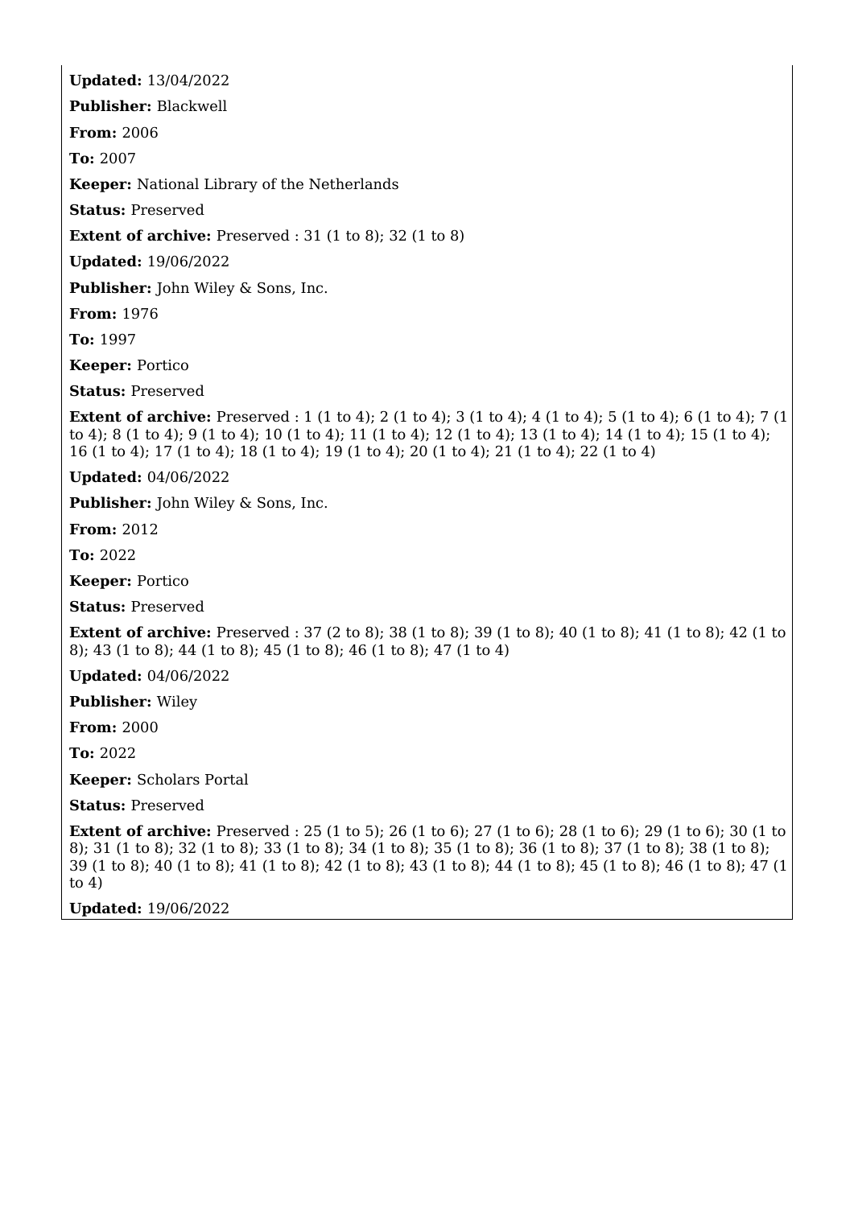**Updated:** 13/04/2022

**Publisher:** Blackwell

**From:** 2006

**To:** 2007

**Keeper:** National Library of the Netherlands

**Status:** Preserved

**Extent of archive:** Preserved : 31 (1 to 8); 32 (1 to 8)

**Updated:** 19/06/2022

**Publisher:** John Wiley & Sons, Inc.

**From:** 1976

**To:** 1997

**Keeper:** Portico

**Status:** Preserved

**Extent of archive:** Preserved : 1 (1 to 4); 2 (1 to 4); 3 (1 to 4); 4 (1 to 4); 5 (1 to 4); 6 (1 to 4); 7 (1 to 4); 8 (1 to 4); 9 (1 to 4); 10 (1 to 4); 11 (1 to 4); 12 (1 to 4); 13 (1 to 4); 14 (1 to 4); 15 (1 to 4); 16 (1 to 4); 17 (1 to 4); 18 (1 to 4); 19 (1 to 4); 20 (1 to 4); 21 (1 to 4); 22 (1 to 4)

**Updated:** 04/06/2022

**Publisher:** John Wiley & Sons, Inc.

**From:** 2012

**To:** 2022

**Keeper:** Portico

**Status:** Preserved

**Extent of archive:** Preserved : 37 (2 to 8); 38 (1 to 8); 39 (1 to 8); 40 (1 to 8); 41 (1 to 8); 42 (1 to 8); 43 (1 to 8); 44 (1 to 8); 45 (1 to 8); 46 (1 to 8); 47 (1 to 4)

**Updated:** 04/06/2022

**Publisher:** Wiley

**From:** 2000

**To:** 2022

**Keeper:** Scholars Portal

**Status:** Preserved

**Extent of archive:** Preserved : 25 (1 to 5); 26 (1 to 6); 27 (1 to 6); 28 (1 to 6); 29 (1 to 6); 30 (1 to 8); 31 (1 to 8); 32 (1 to 8); 33 (1 to 8); 34 (1 to 8); 35 (1 to 8); 36 (1 to 8); 37 (1 to 8); 38 (1 to 8); 39 (1 to 8); 40 (1 to 8); 41 (1 to 8); 42 (1 to 8); 43 (1 to 8); 44 (1 to 8); 45 (1 to 8); 46 (1 to 8); 47 (1 to 4)

**Updated:** 19/06/2022